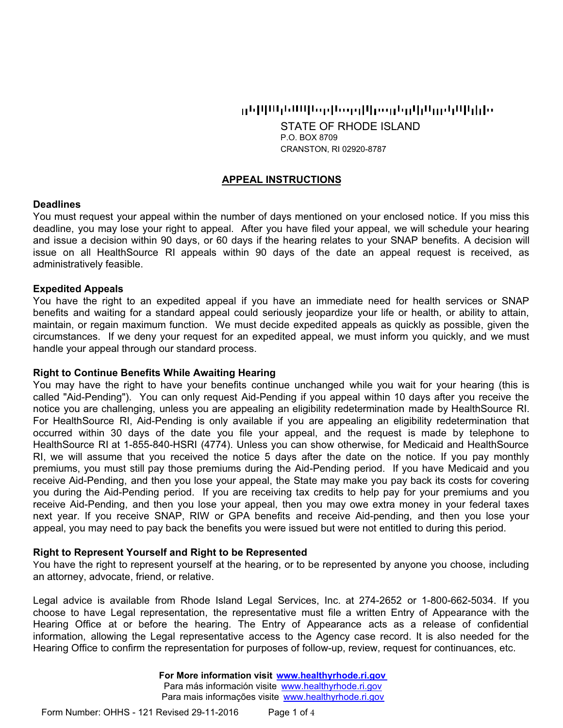STATE OF RHODE ISLAND
P.O. BOX 8709
CRANSTON, RI 02920-8787

# APPEAL INSTRUCTIONS

**Deadlines**

You must request your appeal within the number of days mentioned on your enclosed notice. If you miss this deadline, you may lose your right to appeal. After you have filed your appeal, we will schedule your hearing and issue a decision within 90 days, or 60 days if the hearing relates to your SNAP benefits. A decision will issue on all HealthSource RI appeals within 90 days of the date an appeal request is received, as administratively feasible.

**Expedited Appeals**

You have the right to an expedited appeal if you have an immediate need for health services or SNAP benefits and waiting for a standard appeal could seriously jeopardize your life or health, or ability to attain, maintain, or regain maximum function. We must decide expedited appeals as quickly as possible, given the circumstances. If we deny your request for an expedited appeal, we must inform you quickly, and we must handle your appeal through our standard process.

**Right to Continue Benefits While Awaiting Hearing**

You may have the right to have your benefits continue unchanged while you wait for your hearing (this is called "Aid-Pending"). You can only request Aid-Pending if you appeal within 10 days after you receive the notice you are challenging, unless you are appealing an eligibility redetermination made by HealthSource RI. For HealthSource RI, Aid-Pending is only available if you are appealing an eligibility redetermination that occurred within 30 days of the date you file your appeal, and the request is made by telephone to HealthSource RI at 1-855-840-HSRI (4774). Unless you can show otherwise, for Medicaid and HealthSource RI, we will assume that you received the notice 5 days after the date on the notice. If you pay monthly premiums, you must still pay those premiums during the Aid-Pending period. If you have Medicaid and you receive Aid-Pending, and then you lose your appeal, the State may make you pay back its costs for covering you during the Aid-Pending period. If you are receiving tax credits to help pay for your premiums and you receive Aid-Pending, and then you lose your appeal, then you may owe extra money in your federal taxes next year. If you receive SNAP, RIW or GPA benefits and receive Aid-pending, and then you lose your appeal, you may need to pay back the benefits you were issued but were not entitled to during this period.

**Right to Represent Yourself and Right to be Represented**

You have the right to represent yourself at the hearing, or to be represented by anyone you choose, including an attorney, advocate, friend, or relative.

Legal advice is available from Rhode Island Legal Services, Inc. at 274-2652 or 1-800-662-5034. If you choose to have Legal representation, the representative must file a written Entry of Appearance with the Hearing Office at or before the hearing. The Entry of Appearance acts as a release of confidential information, allowing the Legal representative access to the Agency case record. It is also needed for the Hearing Office to confirm the representation for purposes of follow-up, review, request for continuances, etc.

**For More information visit [www.healthyrhode.ri.gov](http://www.healthyrhode.ri.gov)**
Para más información visite [www.healthyrhode.ri.gov](http://www.healthyrhode.ri.gov)
Para mais informações visite [www.healthyrhode.ri.gov](http://www.healthyrhode.ri.gov)

Form Number: OHHS - 121 Revised 29-11-2016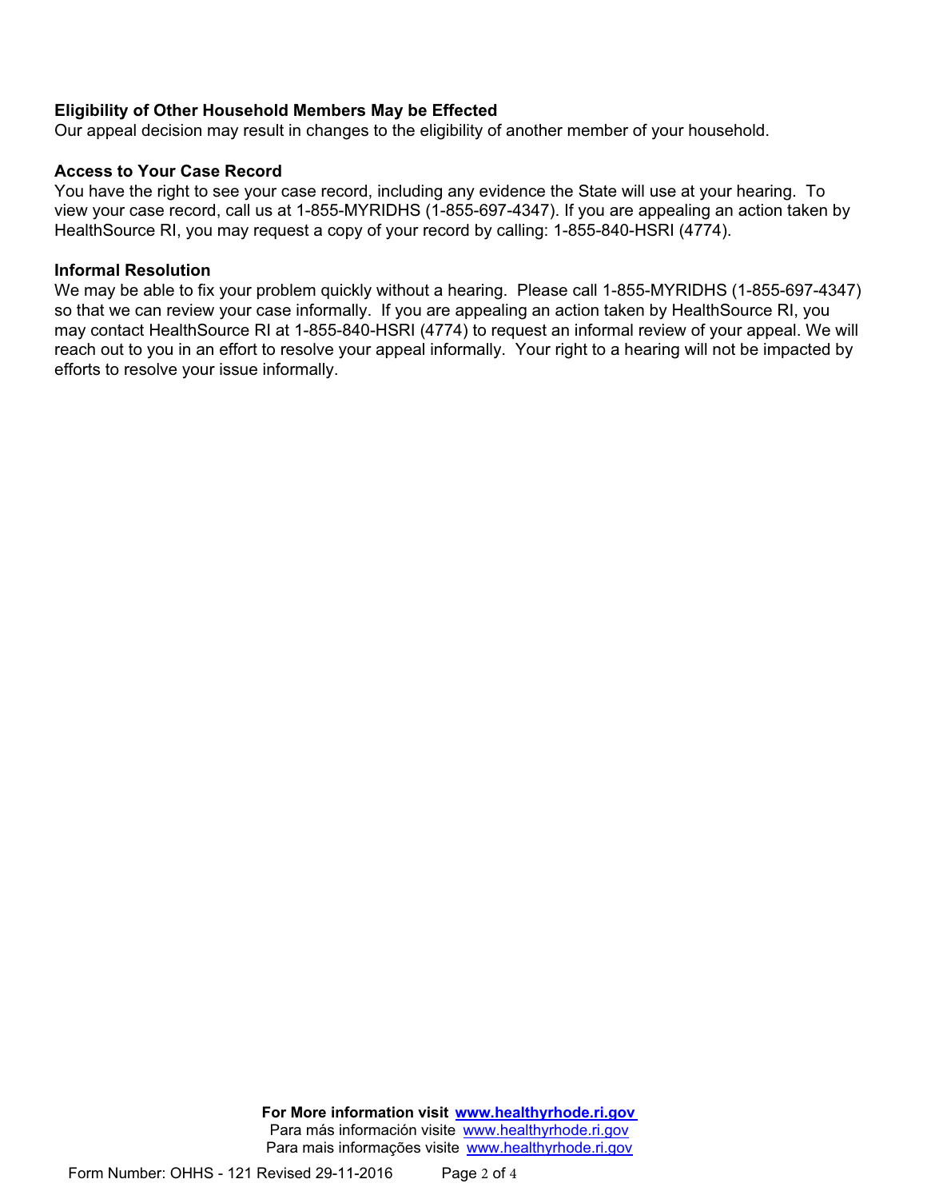**Eligibility of Other Household Members May be Effected**

Our appeal decision may result in changes to the eligibility of another member of your household.

**Access to Your Case Record**

You have the right to see your case record, including any evidence the State will use at your hearing. To view your case record, call us at 1-855-MYRIDHS (1-855-697-4347). If you are appealing an action taken by HealthSource RI, you may request a copy of your record by calling: 1-855-840-HSRI (4774).

**Informal Resolution**

We may be able to fix your problem quickly without a hearing. Please call 1-855-MYRIDHS (1-855-697-4347) so that we can review your case informally. If you are appealing an action taken by HealthSource RI, you may contact HealthSource RI at 1-855-840-HSRI (4774) to request an informal review of your appeal. We will reach out to you in an effort to resolve your appeal informally. Your right to a hearing will not be impacted by efforts to resolve your issue informally.

**For More information visit [www.healthyrhode.ri.gov](http://www.healthyrhode.ri.gov)**
Para más información visite [www.healthyrhode.ri.gov](http://www.healthyrhode.ri.gov)
Para mais informações visite [www.healthyrhode.ri.gov](http://www.healthyrhode.ri.gov)

Form Number: OHHS - 121 Revised 29-11-2016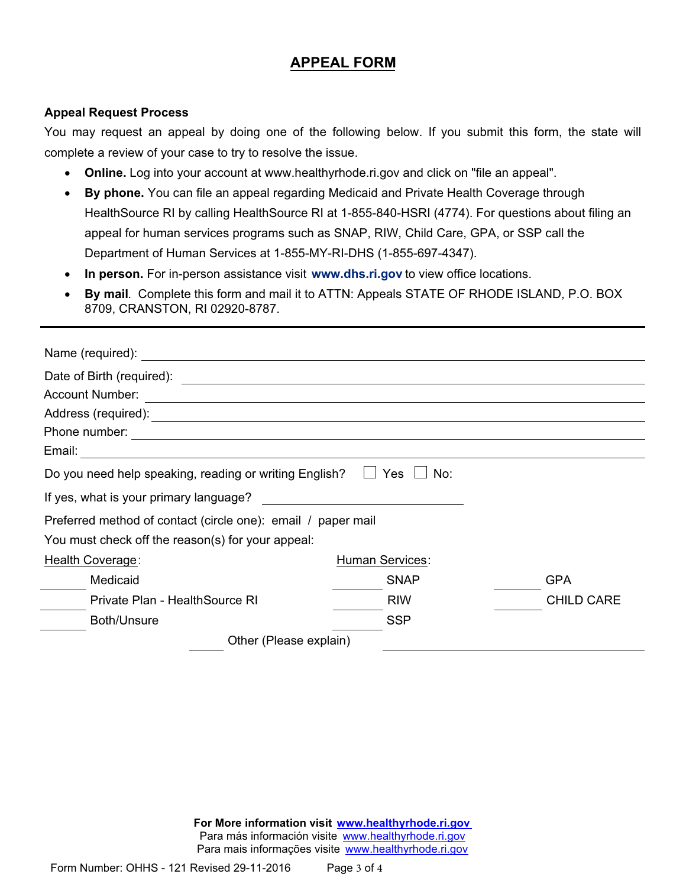# APPEAL FORM

**Appeal Request Process**

You may request an appeal by doing one of the following below. If you submit this form, the state will complete a review of your case to try to resolve the issue.

- **Online.** Log into your account at www.healthyrhode.ri.gov and click on "file an appeal".
- **By phone.** You can file an appeal regarding Medicaid and Private Health Coverage through HealthSource RI by calling HealthSource RI at 1-855-840-HSRI (4774). For questions about filing an appeal for human services programs such as SNAP, RIW, Child Care, GPA, or SSP call the Department of Human Services at 1-855-MY-RI-DHS (1-855-697-4347).
- **In person.** For in-person assistance visit **www.dhs.ri.gov** to view office locations.
- **By mail**. Complete this form and mail it to ATTN: Appeals STATE OF RHODE ISLAND, P.O. BOX 8709, CRANSTON, RI 02920-8787.

---

Name (required): ______________________________

Date of Birth (required): ______________________________

Account Number: ______________________________

Address (required): ______________________________

Phone number: ______________________________

Email: ______________________________

Do you need help speaking, reading or writing English? ☐ Yes ☐ No:

If yes, what is your primary language? ____________________

Preferred method of contact (circle one): email / paper mail

You must check off the reason(s) for your appeal:

| Health Coverage: | Human Services: | |
|---|---|---|
| ______ Medicaid | ______ SNAP | ______ GPA |
| ______ Private Plan - HealthSource RI | ______ RIW | ______ CHILD CARE |
| ______ Both/Unsure | ______ SSP | |

______ Other (Please explain) ______________________________

**For More information visit [www.healthyrhode.ri.gov](www.healthyrhode.ri.gov)**
Para más información visite [www.healthyrhode.ri.gov](www.healthyrhode.ri.gov)
Para mais informações visite [www.healthyrhode.ri.gov](www.healthyrhode.ri.gov)

Form Number: OHHS - 121 Revised 29-11-2016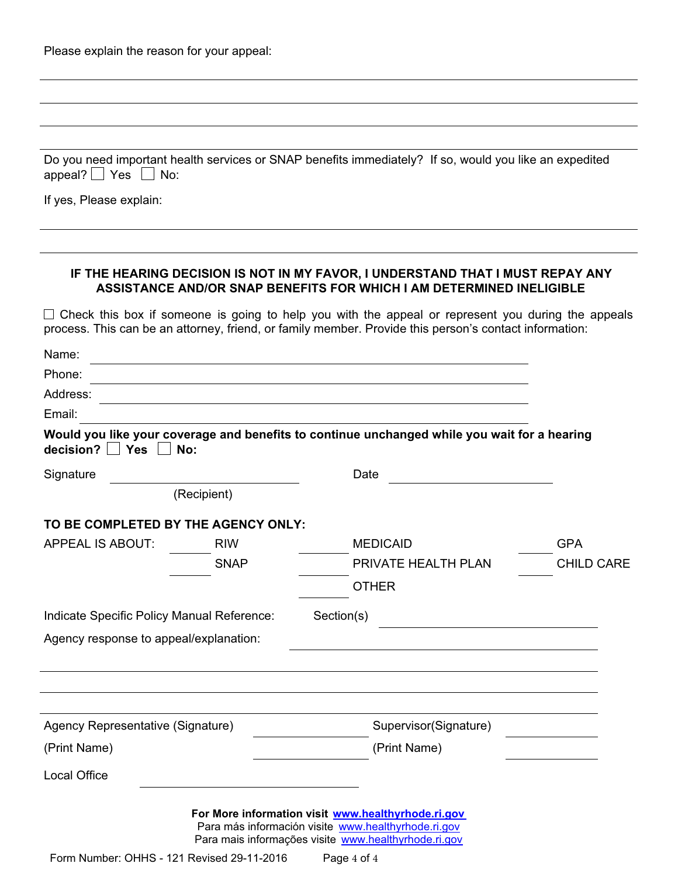Please explain the reason for your appeal:

\_\_\_\_\_\_\_\_\_\_\_\_\_\_\_\_\_\_\_\_\_\_\_\_\_\_\_\_\_\_\_\_\_\_\_\_\_\_\_\_\_\_\_\_\_\_\_\_\_\_\_\_\_\_\_\_\_\_

\_\_\_\_\_\_\_\_\_\_\_\_\_\_\_\_\_\_\_\_\_\_\_\_\_\_\_\_\_\_\_\_\_\_\_\_\_\_\_\_\_\_\_\_\_\_\_\_\_\_\_\_\_\_\_\_\_\_

\_\_\_\_\_\_\_\_\_\_\_\_\_\_\_\_\_\_\_\_\_\_\_\_\_\_\_\_\_\_\_\_\_\_\_\_\_\_\_\_\_\_\_\_\_\_\_\_\_\_\_\_\_\_\_\_\_\_

\_\_\_\_\_\_\_\_\_\_\_\_\_\_\_\_\_\_\_\_\_\_\_\_\_\_\_\_\_\_\_\_\_\_\_\_\_\_\_\_\_\_\_\_\_\_\_\_\_\_\_\_\_\_\_\_\_\_

Do you need important health services or SNAP benefits immediately? If so, would you like an expedited appeal? ☐ Yes ☐ No:

If yes, Please explain:

\_\_\_\_\_\_\_\_\_\_\_\_\_\_\_\_\_\_\_\_\_\_\_\_\_\_\_\_\_\_\_\_\_\_\_\_\_\_\_\_\_\_\_\_\_\_\_\_\_\_\_\_\_\_\_\_\_\_

\_\_\_\_\_\_\_\_\_\_\_\_\_\_\_\_\_\_\_\_\_\_\_\_\_\_\_\_\_\_\_\_\_\_\_\_\_\_\_\_\_\_\_\_\_\_\_\_\_\_\_\_\_\_\_\_\_\_

**IF THE HEARING DECISION IS NOT IN MY FAVOR, I UNDERSTAND THAT I MUST REPAY ANY ASSISTANCE AND/OR SNAP BENEFITS FOR WHICH I AM DETERMINED INELIGIBLE**

☐ Check this box if someone is going to help you with the appeal or represent you during the appeals process. This can be an attorney, friend, or family member. Provide this person's contact information:

Name: \_\_\_\_\_\_\_\_\_\_\_\_\_\_\_\_\_\_\_\_\_\_\_\_\_\_\_\_\_\_\_\_\_\_\_\_\_\_\_\_\_\_\_\_

Phone: \_\_\_\_\_\_\_\_\_\_\_\_\_\_\_\_\_\_\_\_\_\_\_\_\_\_\_\_\_\_\_\_\_\_\_\_\_\_\_\_\_\_\_\_

Address: \_\_\_\_\_\_\_\_\_\_\_\_\_\_\_\_\_\_\_\_\_\_\_\_\_\_\_\_\_\_\_\_\_\_\_\_\_\_\_\_\_\_

Email: \_\_\_\_\_\_\_\_\_\_\_\_\_\_\_\_\_\_\_\_\_\_\_\_\_\_\_\_\_\_\_\_\_\_\_\_\_\_\_\_\_\_\_\_

**Would you like your coverage and benefits to continue unchanged while you wait for a hearing decision? ☐ Yes ☐ No:**

Signature \_\_\_\_\_\_\_\_\_\_\_\_\_\_\_\_\_\_\_\_ Date \_\_\_\_\_\_\_\_\_\_\_\_\_\_\_\_\_\_
(Recipient)

**TO BE COMPLETED BY THE AGENCY ONLY:**

APPEAL IS ABOUT: \_\_\_\_ RIW \_\_\_\_ MEDICAID \_\_\_\_ GPA
\_\_\_\_ SNAP \_\_\_\_ PRIVATE HEALTH PLAN \_\_\_\_ CHILD CARE
\_\_\_\_ OTHER

Indicate Specific Policy Manual Reference: Section(s) \_\_\_\_\_\_\_\_\_\_\_\_\_\_\_\_\_\_\_\_

Agency response to appeal/explanation: \_\_\_\_\_\_\_\_\_\_\_\_\_\_\_\_\_\_\_\_\_\_\_\_\_\_\_\_\_\_

\_\_\_\_\_\_\_\_\_\_\_\_\_\_\_\_\_\_\_\_\_\_\_\_\_\_\_\_\_\_\_\_\_\_\_\_\_\_\_\_\_\_\_\_\_\_\_\_\_\_\_\_\_\_\_\_\_\_

\_\_\_\_\_\_\_\_\_\_\_\_\_\_\_\_\_\_\_\_\_\_\_\_\_\_\_\_\_\_\_\_\_\_\_\_\_\_\_\_\_\_\_\_\_\_\_\_\_\_\_\_\_\_\_\_\_\_

\_\_\_\_\_\_\_\_\_\_\_\_\_\_\_\_\_\_\_\_\_\_\_\_\_\_\_\_\_\_\_\_\_\_\_\_\_\_\_\_\_\_\_\_\_\_\_\_\_\_\_\_\_\_\_\_\_\_

Agency Representative (Signature) \_\_\_\_\_\_\_\_\_\_\_\_\_\_\_\_ Supervisor(Signature) \_\_\_\_\_\_\_\_\_\_\_\_

(Print Name) \_\_\_\_\_\_\_\_\_\_\_\_\_\_\_\_ (Print Name) \_\_\_\_\_\_\_\_\_\_\_\_

Local Office \_\_\_\_\_\_\_\_\_\_\_\_\_\_\_\_\_\_\_\_\_\_\_\_

**For More information visit [www.healthyrhode.ri.gov](http://www.healthyrhode.ri.gov)**
Para más información visite [www.healthyrhode.ri.gov](http://www.healthyrhode.ri.gov)
Para mais informações visite [www.healthyrhode.ri.gov](http://www.healthyrhode.ri.gov)

Form Number: OHHS - 121 Revised 29-11-2016